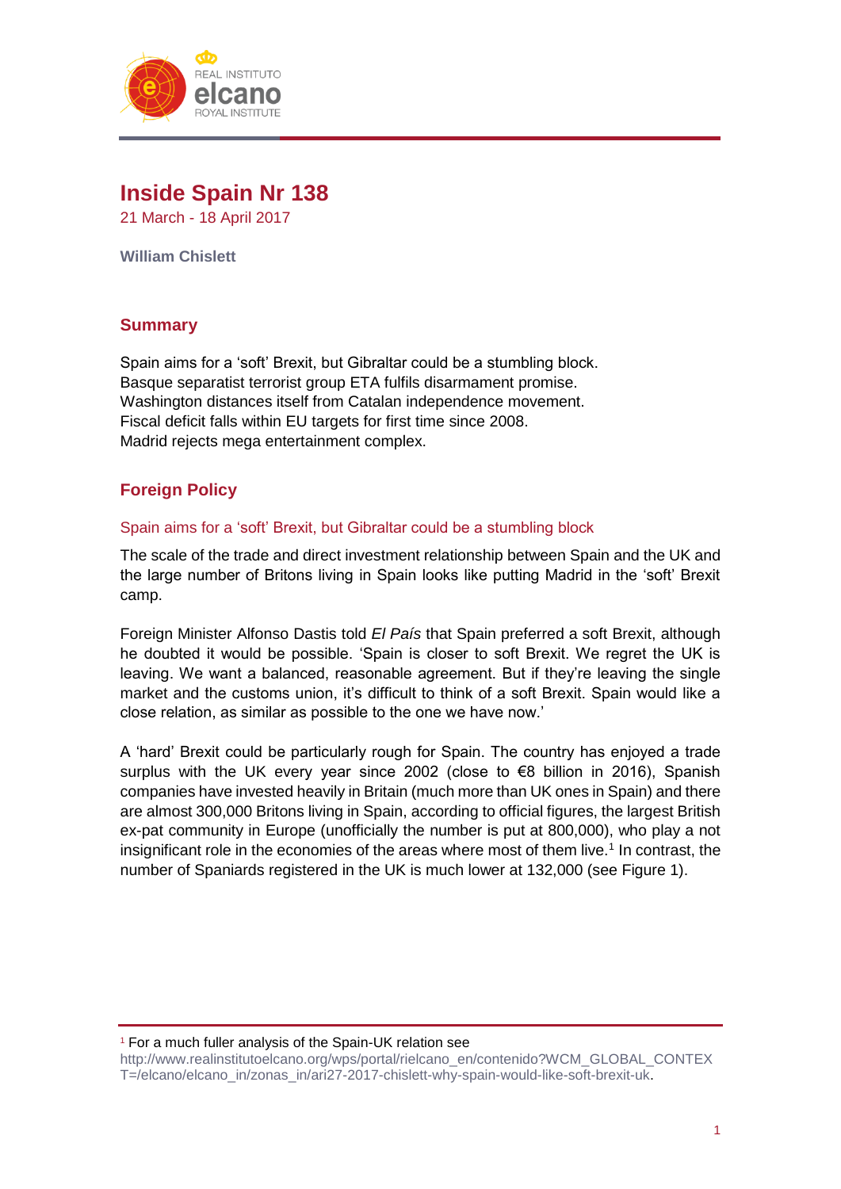# Inside Spain Nr 138

21 March - 18 April 2017

**William Chislett**

## Summary

Spain aims for a 'soft' Brexit, but Gibraltar could be a stumbling block.
Basque separatist terrorist group ETA fulfils disarmament promise.
Washington distances itself from Catalan independence movement.
Fiscal deficit falls within EU targets for first time since 2008.
Madrid rejects mega entertainment complex.

## Foreign Policy

### Spain aims for a 'soft' Brexit, but Gibraltar could be a stumbling block

The scale of the trade and direct investment relationship between Spain and the UK and the large number of Britons living in Spain looks like putting Madrid in the 'soft' Brexit camp.

Foreign Minister Alfonso Dastis told *El País* that Spain preferred a soft Brexit, although he doubted it would be possible. 'Spain is closer to soft Brexit. We regret the UK is leaving. We want a balanced, reasonable agreement. But if they're leaving the single market and the customs union, it's difficult to think of a soft Brexit. Spain would like a close relation, as similar as possible to the one we have now.'

A 'hard' Brexit could be particularly rough for Spain. The country has enjoyed a trade surplus with the UK every year since 2002 (close to €8 billion in 2016), Spanish companies have invested heavily in Britain (much more than UK ones in Spain) and there are almost 300,000 Britons living in Spain, according to official figures, the largest British ex-pat community in Europe (unofficially the number is put at 800,000), who play a not insignificant role in the economies of the areas where most of them live.[1] In contrast, the number of Spaniards registered in the UK is much lower at 132,000 (see Figure 1).

[1] For a much fuller analysis of the Spain-UK relation see http://www.realinstitutoelcano.org/wps/portal/rielcano_en/contenido?WCM_GLOBAL_CONTEXT=/elcano/elcano_in/zonas_in/ari27-2017-chislett-why-spain-would-like-soft-brexit-uk.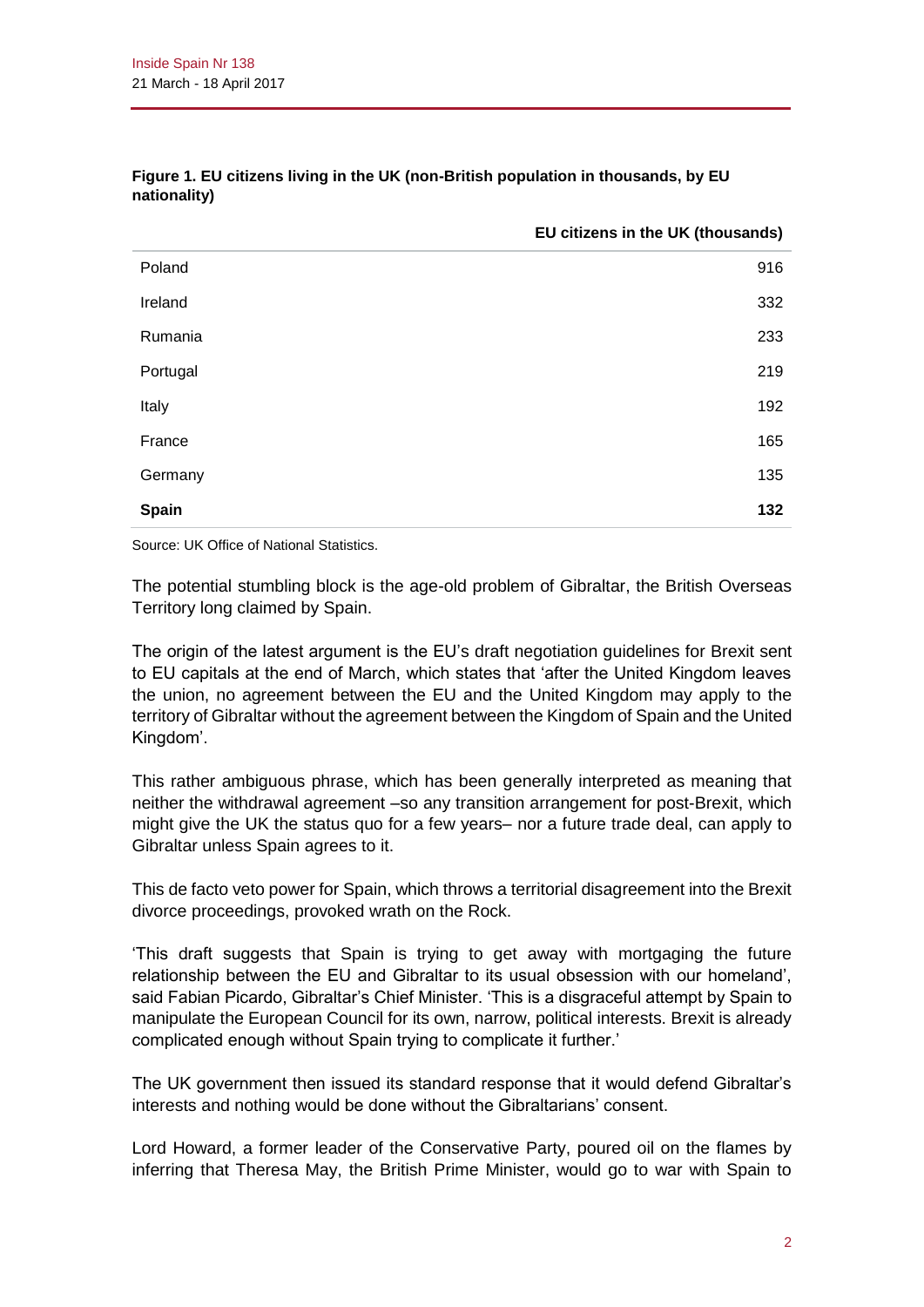**Figure 1. EU citizens living in the UK (non-British population in thousands, by EU nationality)**

| | EU citizens in the UK (thousands) |
|---|---|
| Poland | 916 |
| Ireland | 332 |
| Rumania | 233 |
| Portugal | 219 |
| Italy | 192 |
| France | 165 |
| Germany | 135 |
| **Spain** | **132** |

Source: UK Office of National Statistics.

The potential stumbling block is the age-old problem of Gibraltar, the British Overseas Territory long claimed by Spain.

The origin of the latest argument is the EU's draft negotiation guidelines for Brexit sent to EU capitals at the end of March, which states that 'after the United Kingdom leaves the union, no agreement between the EU and the United Kingdom may apply to the territory of Gibraltar without the agreement between the Kingdom of Spain and the United Kingdom'.

This rather ambiguous phrase, which has been generally interpreted as meaning that neither the withdrawal agreement –so any transition arrangement for post-Brexit, which might give the UK the status quo for a few years– nor a future trade deal, can apply to Gibraltar unless Spain agrees to it.

This de facto veto power for Spain, which throws a territorial disagreement into the Brexit divorce proceedings, provoked wrath on the Rock.

'This draft suggests that Spain is trying to get away with mortgaging the future relationship between the EU and Gibraltar to its usual obsession with our homeland', said Fabian Picardo, Gibraltar's Chief Minister. 'This is a disgraceful attempt by Spain to manipulate the European Council for its own, narrow, political interests. Brexit is already complicated enough without Spain trying to complicate it further.'

The UK government then issued its standard response that it would defend Gibraltar's interests and nothing would be done without the Gibraltarians' consent.

Lord Howard, a former leader of the Conservative Party, poured oil on the flames by inferring that Theresa May, the British Prime Minister, would go to war with Spain to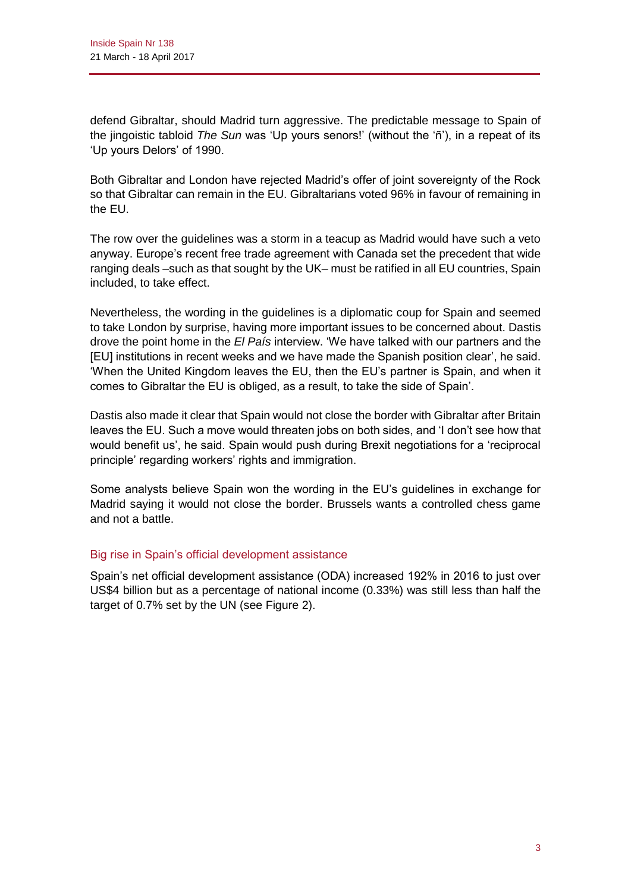defend Gibraltar, should Madrid turn aggressive. The predictable message to Spain of the jingoistic tabloid *The Sun* was 'Up yours senors!' (without the 'ñ'), in a repeat of its 'Up yours Delors' of 1990.

Both Gibraltar and London have rejected Madrid's offer of joint sovereignty of the Rock so that Gibraltar can remain in the EU. Gibraltarians voted 96% in favour of remaining in the EU.

The row over the guidelines was a storm in a teacup as Madrid would have such a veto anyway. Europe's recent free trade agreement with Canada set the precedent that wide ranging deals –such as that sought by the UK– must be ratified in all EU countries, Spain included, to take effect.

Nevertheless, the wording in the guidelines is a diplomatic coup for Spain and seemed to take London by surprise, having more important issues to be concerned about. Dastis drove the point home in the *El País* interview. 'We have talked with our partners and the [EU] institutions in recent weeks and we have made the Spanish position clear', he said. 'When the United Kingdom leaves the EU, then the EU's partner is Spain, and when it comes to Gibraltar the EU is obliged, as a result, to take the side of Spain'.

Dastis also made it clear that Spain would not close the border with Gibraltar after Britain leaves the EU. Such a move would threaten jobs on both sides, and 'I don't see how that would benefit us', he said. Spain would push during Brexit negotiations for a 'reciprocal principle' regarding workers' rights and immigration.

Some analysts believe Spain won the wording in the EU's guidelines in exchange for Madrid saying it would not close the border. Brussels wants a controlled chess game and not a battle.

## Big rise in Spain's official development assistance

Spain's net official development assistance (ODA) increased 192% in 2016 to just over US$4 billion but as a percentage of national income (0.33%) was still less than half the target of 0.7% set by the UN (see Figure 2).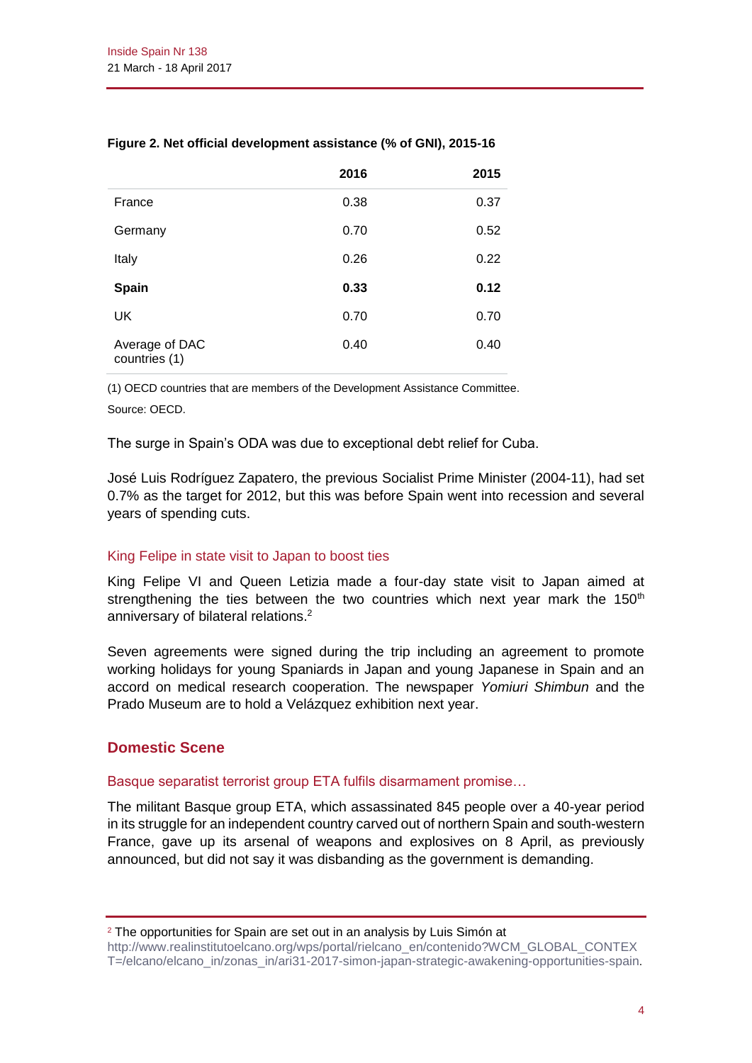**Figure 2. Net official development assistance (% of GNI), 2015-16**

| | 2016 | 2015 |
|---|---|---|
| France | 0.38 | 0.37 |
| Germany | 0.70 | 0.52 |
| Italy | 0.26 | 0.22 |
| **Spain** | **0.33** | **0.12** |
| UK | 0.70 | 0.70 |
| Average of DAC countries (1) | 0.40 | 0.40 |

(1) OECD countries that are members of the Development Assistance Committee.

Source: OECD.

The surge in Spain's ODA was due to exceptional debt relief for Cuba.

José Luis Rodríguez Zapatero, the previous Socialist Prime Minister (2004-11), had set 0.7% as the target for 2012, but this was before Spain went into recession and several years of spending cuts.

### King Felipe in state visit to Japan to boost ties

King Felipe VI and Queen Letizia made a four-day state visit to Japan aimed at strengthening the ties between the two countries which next year mark the 150th anniversary of bilateral relations.[2]

Seven agreements were signed during the trip including an agreement to promote working holidays for young Spaniards in Japan and young Japanese in Spain and an accord on medical research cooperation. The newspaper *Yomiuri Shimbun* and the Prado Museum are to hold a Velázquez exhibition next year.

## Domestic Scene

### Basque separatist terrorist group ETA fulfils disarmament promise…

The militant Basque group ETA, which assassinated 845 people over a 40-year period in its struggle for an independent country carved out of northern Spain and south-western France, gave up its arsenal of weapons and explosives on 8 April, as previously announced, but did not say it was disbanding as the government is demanding.

---

[2] The opportunities for Spain are set out in an analysis by Luis Simón at http://www.realinstitutoelcano.org/wps/portal/rielcano_en/contenido?WCM_GLOBAL_CONTEXT=/elcano/elcano_in/zonas_in/ari31-2017-simon-japan-strategic-awakening-opportunities-spain.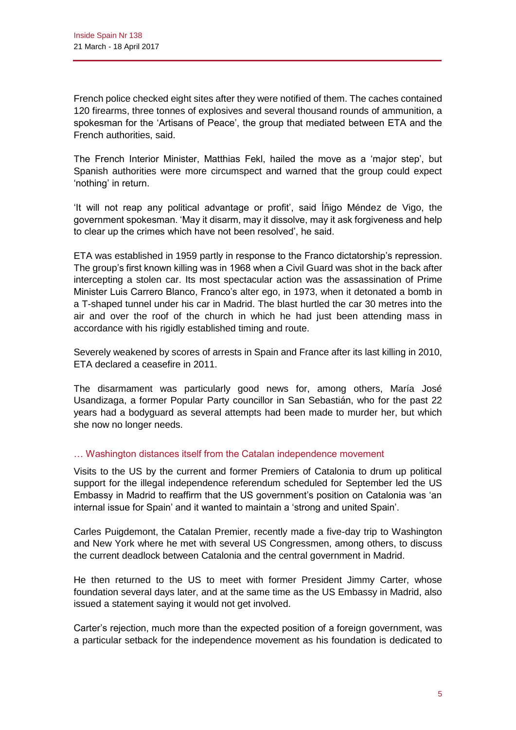French police checked eight sites after they were notified of them. The caches contained 120 firearms, three tonnes of explosives and several thousand rounds of ammunition, a spokesman for the 'Artisans of Peace', the group that mediated between ETA and the French authorities, said.

The French Interior Minister, Matthias Fekl, hailed the move as a 'major step', but Spanish authorities were more circumspect and warned that the group could expect 'nothing' in return.

'It will not reap any political advantage or profit', said Íñigo Méndez de Vigo, the government spokesman. 'May it disarm, may it dissolve, may it ask forgiveness and help to clear up the crimes which have not been resolved', he said.

ETA was established in 1959 partly in response to the Franco dictatorship's repression. The group's first known killing was in 1968 when a Civil Guard was shot in the back after intercepting a stolen car. Its most spectacular action was the assassination of Prime Minister Luis Carrero Blanco, Franco's alter ego, in 1973, when it detonated a bomb in a T-shaped tunnel under his car in Madrid. The blast hurtled the car 30 metres into the air and over the roof of the church in which he had just been attending mass in accordance with his rigidly established timing and route.

Severely weakened by scores of arrests in Spain and France after its last killing in 2010, ETA declared a ceasefire in 2011.

The disarmament was particularly good news for, among others, María José Usandizaga, a former Popular Party councillor in San Sebastián, who for the past 22 years had a bodyguard as several attempts had been made to murder her, but which she now no longer needs.

### … Washington distances itself from the Catalan independence movement

Visits to the US by the current and former Premiers of Catalonia to drum up political support for the illegal independence referendum scheduled for September led the US Embassy in Madrid to reaffirm that the US government's position on Catalonia was 'an internal issue for Spain' and it wanted to maintain a 'strong and united Spain'.

Carles Puigdemont, the Catalan Premier, recently made a five-day trip to Washington and New York where he met with several US Congressmen, among others, to discuss the current deadlock between Catalonia and the central government in Madrid.

He then returned to the US to meet with former President Jimmy Carter, whose foundation several days later, and at the same time as the US Embassy in Madrid, also issued a statement saying it would not get involved.

Carter's rejection, much more than the expected position of a foreign government, was a particular setback for the independence movement as his foundation is dedicated to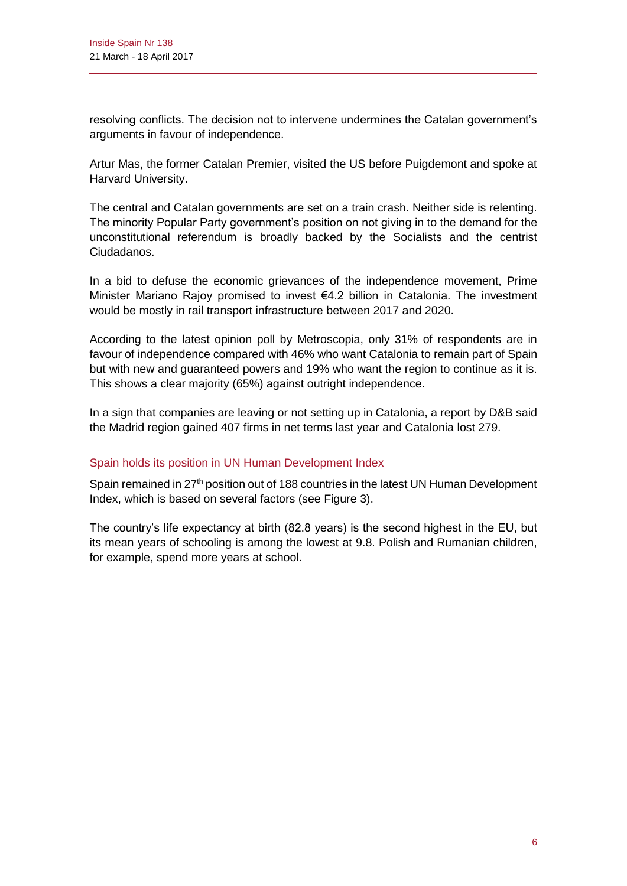resolving conflicts. The decision not to intervene undermines the Catalan government's arguments in favour of independence.

Artur Mas, the former Catalan Premier, visited the US before Puigdemont and spoke at Harvard University.

The central and Catalan governments are set on a train crash. Neither side is relenting. The minority Popular Party government's position on not giving in to the demand for the unconstitutional referendum is broadly backed by the Socialists and the centrist Ciudadanos.

In a bid to defuse the economic grievances of the independence movement, Prime Minister Mariano Rajoy promised to invest €4.2 billion in Catalonia. The investment would be mostly in rail transport infrastructure between 2017 and 2020.

According to the latest opinion poll by Metroscopia, only 31% of respondents are in favour of independence compared with 46% who want Catalonia to remain part of Spain but with new and guaranteed powers and 19% who want the region to continue as it is. This shows a clear majority (65%) against outright independence.

In a sign that companies are leaving or not setting up in Catalonia, a report by D&B said the Madrid region gained 407 firms in net terms last year and Catalonia lost 279.

### Spain holds its position in UN Human Development Index

Spain remained in 27th position out of 188 countries in the latest UN Human Development Index, which is based on several factors (see Figure 3).

The country's life expectancy at birth (82.8 years) is the second highest in the EU, but its mean years of schooling is among the lowest at 9.8. Polish and Rumanian children, for example, spend more years at school.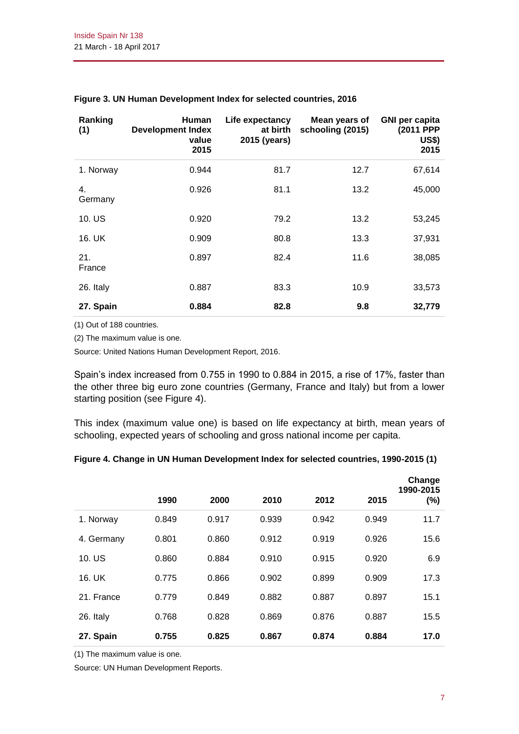**Figure 3. UN Human Development Index for selected countries, 2016**

| Ranking (1) | Human Development Index value 2015 | Life expectancy at birth 2015 (years) | Mean years of schooling (2015) | GNI per capita (2011 PPP US$) 2015 |
|---|---|---|---|---|
| 1. Norway | 0.944 | 81.7 | 12.7 | 67,614 |
| 4. Germany | 0.926 | 81.1 | 13.2 | 45,000 |
| 10. US | 0.920 | 79.2 | 13.2 | 53,245 |
| 16. UK | 0.909 | 80.8 | 13.3 | 37,931 |
| 21. France | 0.897 | 82.4 | 11.6 | 38,085 |
| 26. Italy | 0.887 | 83.3 | 10.9 | 33,573 |
| **27. Spain** | **0.884** | **82.8** | **9.8** | **32,779** |

(1) Out of 188 countries.

(2) The maximum value is one.

Source: United Nations Human Development Report, 2016.

Spain's index increased from 0.755 in 1990 to 0.884 in 2015, a rise of 17%, faster than the other three big euro zone countries (Germany, France and Italy) but from a lower starting position (see Figure 4).

This index (maximum value one) is based on life expectancy at birth, mean years of schooling, expected years of schooling and gross national income per capita.

**Figure 4. Change in UN Human Development Index for selected countries, 1990-2015 (1)**

| | 1990 | 2000 | 2010 | 2012 | 2015 | Change 1990-2015 (%) |
|---|---|---|---|---|---|---|
| 1. Norway | 0.849 | 0.917 | 0.939 | 0.942 | 0.949 | 11.7 |
| 4. Germany | 0.801 | 0.860 | 0.912 | 0.919 | 0.926 | 15.6 |
| 10. US | 0.860 | 0.884 | 0.910 | 0.915 | 0.920 | 6.9 |
| 16. UK | 0.775 | 0.866 | 0.902 | 0.899 | 0.909 | 17.3 |
| 21. France | 0.779 | 0.849 | 0.882 | 0.887 | 0.897 | 15.1 |
| 26. Italy | 0.768 | 0.828 | 0.869 | 0.876 | 0.887 | 15.5 |
| **27. Spain** | **0.755** | **0.825** | **0.867** | **0.874** | **0.884** | **17.0** |

(1) The maximum value is one.

Source: UN Human Development Reports.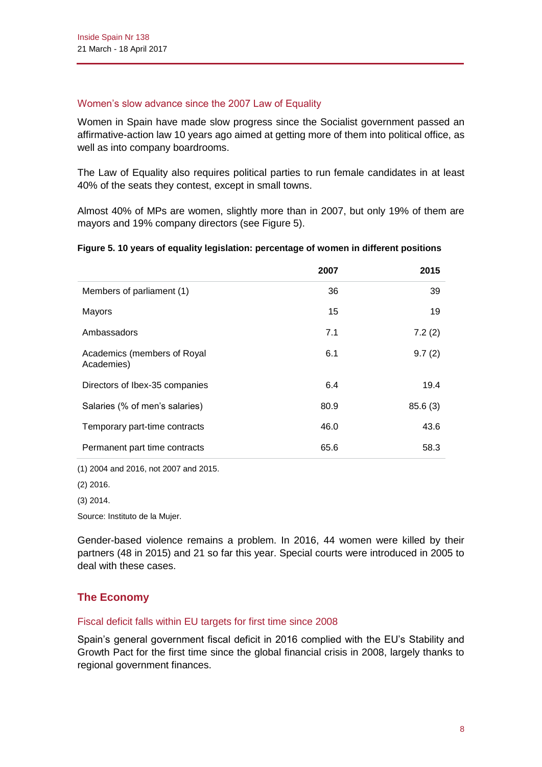### Women's slow advance since the 2007 Law of Equality

Women in Spain have made slow progress since the Socialist government passed an affirmative-action law 10 years ago aimed at getting more of them into political office, as well as into company boardrooms.

The Law of Equality also requires political parties to run female candidates in at least 40% of the seats they contest, except in small towns.

Almost 40% of MPs are women, slightly more than in 2007, but only 19% of them are mayors and 19% company directors (see Figure 5).

**Figure 5. 10 years of equality legislation: percentage of women in different positions**

| | 2007 | 2015 |
|---|---|---|
| Members of parliament (1) | 36 | 39 |
| Mayors | 15 | 19 |
| Ambassadors | 7.1 | 7.2 (2) |
| Academics (members of Royal Academies) | 6.1 | 9.7 (2) |
| Directors of Ibex-35 companies | 6.4 | 19.4 |
| Salaries (% of men's salaries) | 80.9 | 85.6 (3) |
| Temporary part-time contracts | 46.0 | 43.6 |
| Permanent part time contracts | 65.6 | 58.3 |

(1) 2004 and 2016, not 2007 and 2015.

(2) 2016.

(3) 2014.

Source: Instituto de la Mujer.

Gender-based violence remains a problem. In 2016, 44 women were killed by their partners (48 in 2015) and 21 so far this year. Special courts were introduced in 2005 to deal with these cases.

## The Economy

### Fiscal deficit falls within EU targets for first time since 2008

Spain's general government fiscal deficit in 2016 complied with the EU's Stability and Growth Pact for the first time since the global financial crisis in 2008, largely thanks to regional government finances.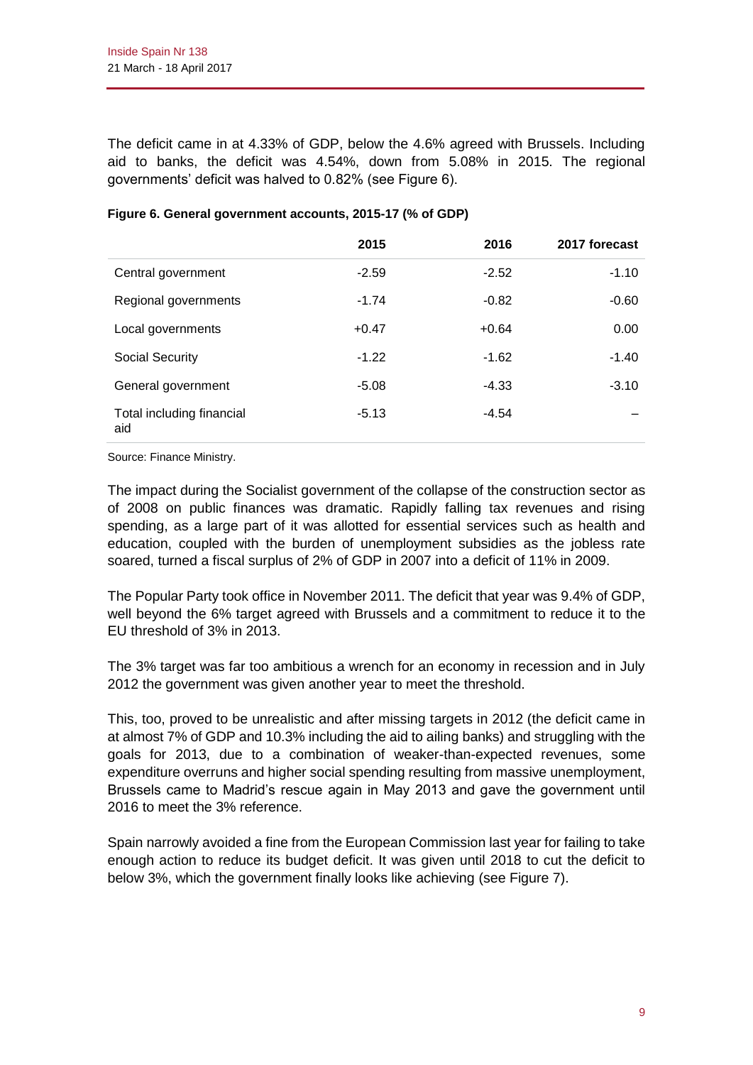The deficit came in at 4.33% of GDP, below the 4.6% agreed with Brussels. Including aid to banks, the deficit was 4.54%, down from 5.08% in 2015. The regional governments' deficit was halved to 0.82% (see Figure 6).

**Figure 6. General government accounts, 2015-17 (% of GDP)**

| | 2015 | 2016 | 2017 forecast |
|---|---|---|---|
| Central government | -2.59 | -2.52 | -1.10 |
| Regional governments | -1.74 | -0.82 | -0.60 |
| Local governments | +0.47 | +0.64 | 0.00 |
| Social Security | -1.22 | -1.62 | -1.40 |
| General government | -5.08 | -4.33 | -3.10 |
| Total including financial aid | -5.13 | -4.54 | – |

Source: Finance Ministry.

The impact during the Socialist government of the collapse of the construction sector as of 2008 on public finances was dramatic. Rapidly falling tax revenues and rising spending, as a large part of it was allotted for essential services such as health and education, coupled with the burden of unemployment subsidies as the jobless rate soared, turned a fiscal surplus of 2% of GDP in 2007 into a deficit of 11% in 2009.

The Popular Party took office in November 2011. The deficit that year was 9.4% of GDP, well beyond the 6% target agreed with Brussels and a commitment to reduce it to the EU threshold of 3% in 2013.

The 3% target was far too ambitious a wrench for an economy in recession and in July 2012 the government was given another year to meet the threshold.

This, too, proved to be unrealistic and after missing targets in 2012 (the deficit came in at almost 7% of GDP and 10.3% including the aid to ailing banks) and struggling with the goals for 2013, due to a combination of weaker-than-expected revenues, some expenditure overruns and higher social spending resulting from massive unemployment, Brussels came to Madrid's rescue again in May 2013 and gave the government until 2016 to meet the 3% reference.

Spain narrowly avoided a fine from the European Commission last year for failing to take enough action to reduce its budget deficit. It was given until 2018 to cut the deficit to below 3%, which the government finally looks like achieving (see Figure 7).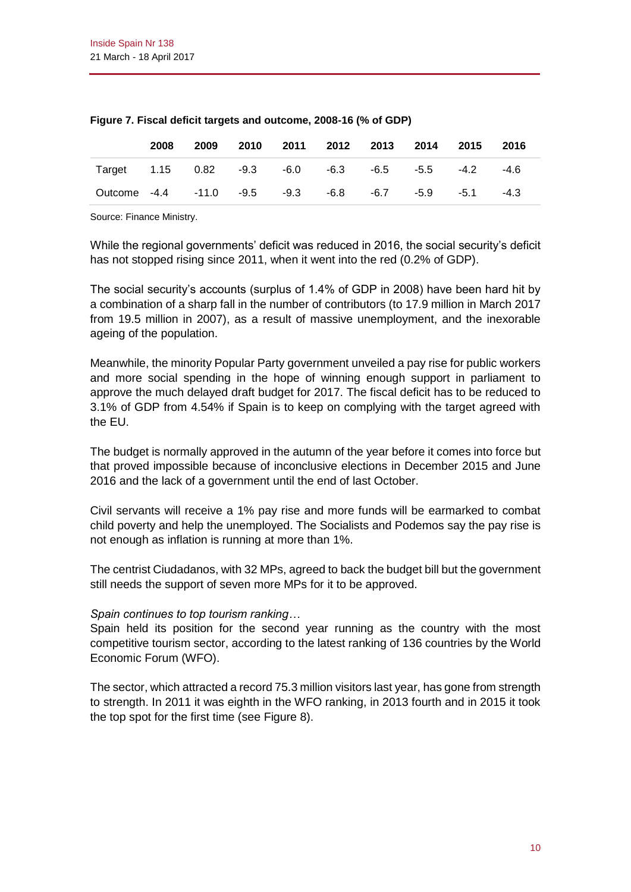**Figure 7. Fiscal deficit targets and outcome, 2008-16 (% of GDP)**

| | 2008 | 2009 | 2010 | 2011 | 2012 | 2013 | 2014 | 2015 | 2016 |
|---|---|---|---|---|---|---|---|---|---|
| Target | 1.15 | 0.82 | -9.3 | -6.0 | -6.3 | -6.5 | -5.5 | -4.2 | -4.6 |
| Outcome | -4.4 | -11.0 | -9.5 | -9.3 | -6.8 | -6.7 | -5.9 | -5.1 | -4.3 |

Source: Finance Ministry.

While the regional governments' deficit was reduced in 2016, the social security's deficit has not stopped rising since 2011, when it went into the red (0.2% of GDP).

The social security's accounts (surplus of 1.4% of GDP in 2008) have been hard hit by a combination of a sharp fall in the number of contributors (to 17.9 million in March 2017 from 19.5 million in 2007), as a result of massive unemployment, and the inexorable ageing of the population.

Meanwhile, the minority Popular Party government unveiled a pay rise for public workers and more social spending in the hope of winning enough support in parliament to approve the much delayed draft budget for 2017. The fiscal deficit has to be reduced to 3.1% of GDP from 4.54% if Spain is to keep on complying with the target agreed with the EU.

The budget is normally approved in the autumn of the year before it comes into force but that proved impossible because of inconclusive elections in December 2015 and June 2016 and the lack of a government until the end of last October.

Civil servants will receive a 1% pay rise and more funds will be earmarked to combat child poverty and help the unemployed. The Socialists and Podemos say the pay rise is not enough as inflation is running at more than 1%.

The centrist Ciudadanos, with 32 MPs, agreed to back the budget bill but the government still needs the support of seven more MPs for it to be approved.

*Spain continues to top tourism ranking…*

Spain held its position for the second year running as the country with the most competitive tourism sector, according to the latest ranking of 136 countries by the World Economic Forum (WFO).

The sector, which attracted a record 75.3 million visitors last year, has gone from strength to strength. In 2011 it was eighth in the WFO ranking, in 2013 fourth and in 2015 it took the top spot for the first time (see Figure 8).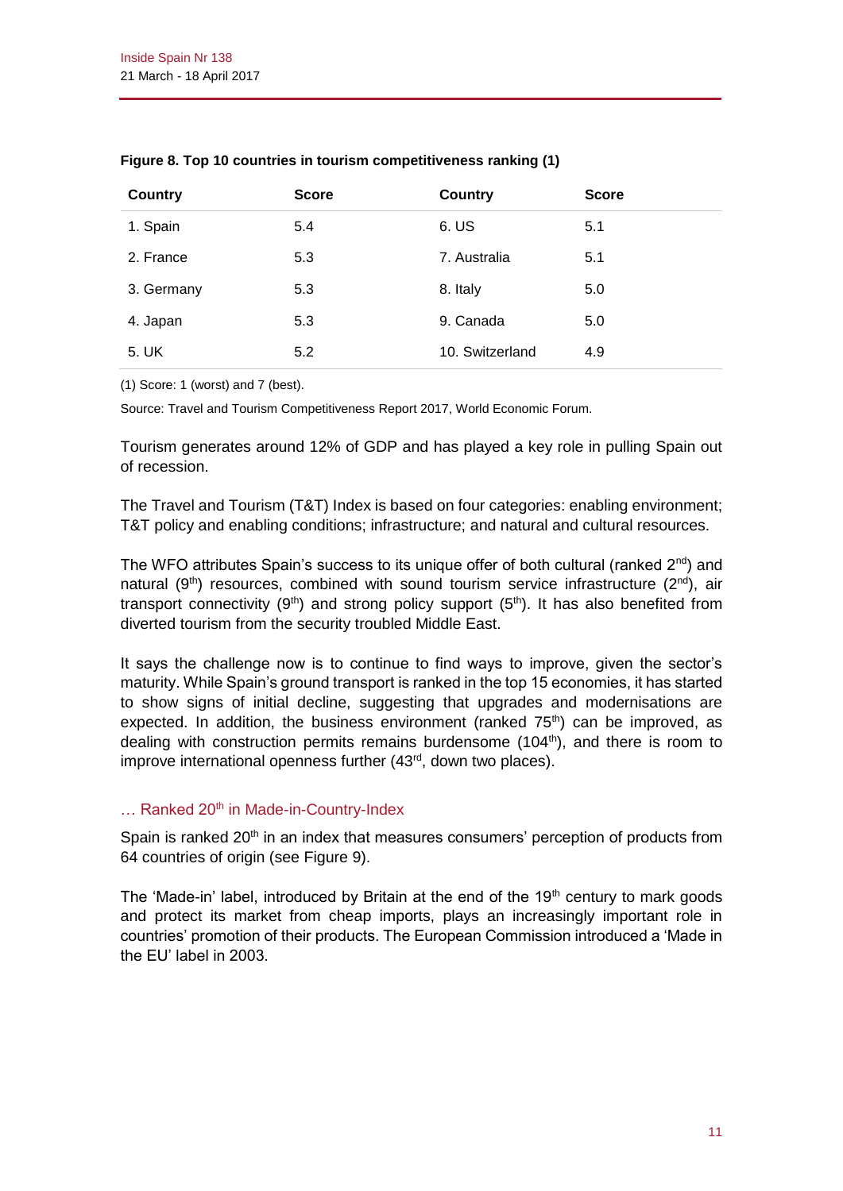**Figure 8. Top 10 countries in tourism competitiveness ranking (1)**

| Country | Score | Country | Score |
|---|---|---|---|
| 1. Spain | 5.4 | 6. US | 5.1 |
| 2. France | 5.3 | 7. Australia | 5.1 |
| 3. Germany | 5.3 | 8. Italy | 5.0 |
| 4. Japan | 5.3 | 9. Canada | 5.0 |
| 5. UK | 5.2 | 10. Switzerland | 4.9 |

(1) Score: 1 (worst) and 7 (best).

Source: Travel and Tourism Competitiveness Report 2017, World Economic Forum.

Tourism generates around 12% of GDP and has played a key role in pulling Spain out of recession.

The Travel and Tourism (T&T) Index is based on four categories: enabling environment; T&T policy and enabling conditions; infrastructure; and natural and cultural resources.

The WFO attributes Spain's success to its unique offer of both cultural (ranked 2nd) and natural (9th) resources, combined with sound tourism service infrastructure (2nd), air transport connectivity (9th) and strong policy support (5th). It has also benefited from diverted tourism from the security troubled Middle East.

It says the challenge now is to continue to find ways to improve, given the sector's maturity. While Spain's ground transport is ranked in the top 15 economies, it has started to show signs of initial decline, suggesting that upgrades and modernisations are expected. In addition, the business environment (ranked 75th) can be improved, as dealing with construction permits remains burdensome (104th), and there is room to improve international openness further (43rd, down two places).

### … Ranked 20th in Made-in-Country-Index

Spain is ranked 20th in an index that measures consumers' perception of products from 64 countries of origin (see Figure 9).

The 'Made-in' label, introduced by Britain at the end of the 19th century to mark goods and protect its market from cheap imports, plays an increasingly important role in countries' promotion of their products. The European Commission introduced a 'Made in the EU' label in 2003.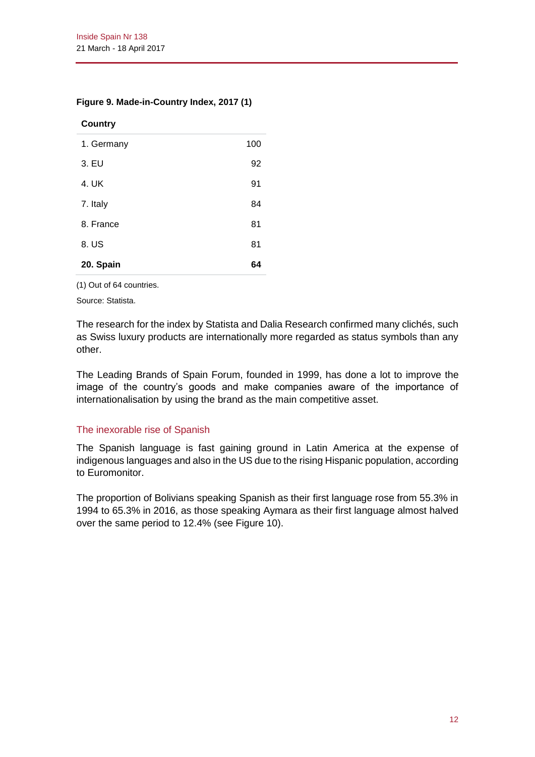**Figure 9. Made-in-Country Index, 2017 (1)**

| Country | |
|---|---|
| 1. Germany | 100 |
| 3. EU | 92 |
| 4. UK | 91 |
| 7. Italy | 84 |
| 8. France | 81 |
| 8. US | 81 |
| **20. Spain** | **64** |

(1) Out of 64 countries.

Source: Statista.

The research for the index by Statista and Dalia Research confirmed many clichés, such as Swiss luxury products are internationally more regarded as status symbols than any other.

The Leading Brands of Spain Forum, founded in 1999, has done a lot to improve the image of the country's goods and make companies aware of the importance of internationalisation by using the brand as the main competitive asset.

## The inexorable rise of Spanish

The Spanish language is fast gaining ground in Latin America at the expense of indigenous languages and also in the US due to the rising Hispanic population, according to Euromonitor.

The proportion of Bolivians speaking Spanish as their first language rose from 55.3% in 1994 to 65.3% in 2016, as those speaking Aymara as their first language almost halved over the same period to 12.4% (see Figure 10).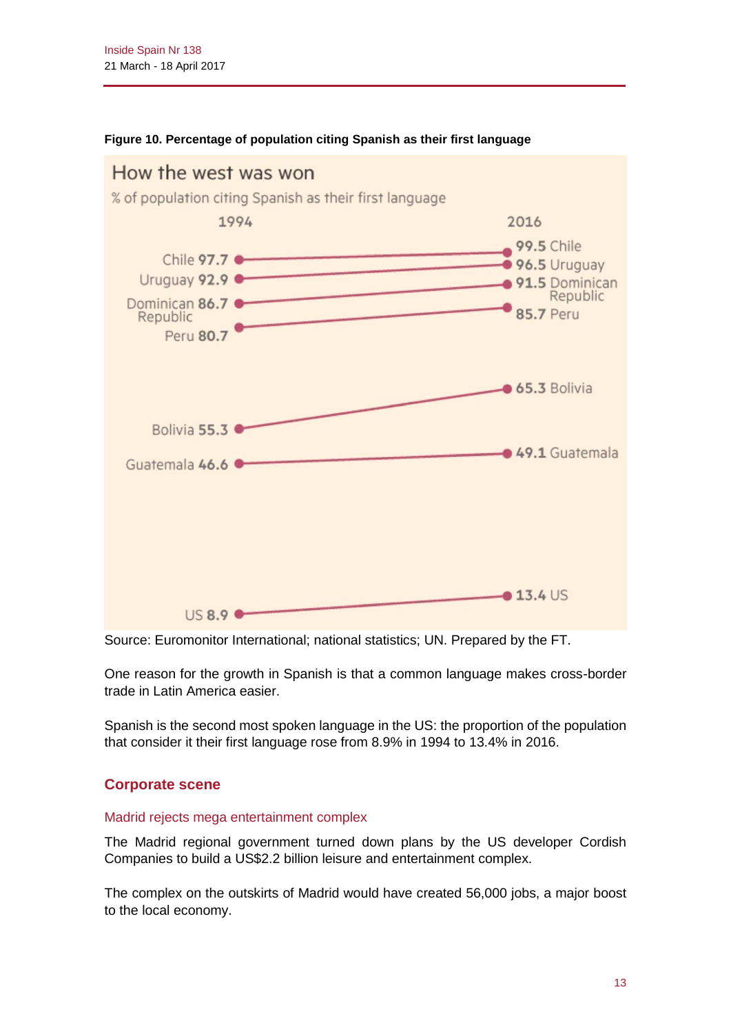**Figure 10. Percentage of population citing Spanish as their first language**

How the west was won

% of population citing Spanish as their first language

| Country | 1994 | 2016 |
| --- | --- | --- |
| Chile | 97.7 | 99.5 |
| Uruguay | 92.9 | 96.5 |
| Dominican Republic | 86.7 | 91.5 |
| Peru | 80.7 | 85.7 |
| Bolivia | 55.3 | 65.3 |
| Guatemala | 46.6 | 49.1 |
| US | 8.9 | 13.4 |

Source: Euromonitor International; national statistics; UN. Prepared by the FT.

One reason for the growth in Spanish is that a common language makes cross-border trade in Latin America easier.

Spanish is the second most spoken language in the US: the proportion of the population that consider it their first language rose from 8.9% in 1994 to 13.4% in 2016.

## Corporate scene

### Madrid rejects mega entertainment complex

The Madrid regional government turned down plans by the US developer Cordish Companies to build a US$2.2 billion leisure and entertainment complex.

The complex on the outskirts of Madrid would have created 56,000 jobs, a major boost to the local economy.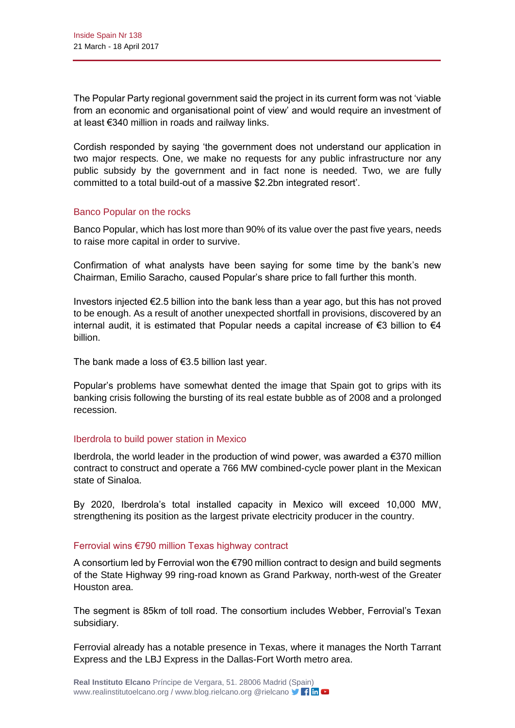The Popular Party regional government said the project in its current form was not 'viable from an economic and organisational point of view' and would require an investment of at least €340 million in roads and railway links.

Cordish responded by saying 'the government does not understand our application in two major respects. One, we make no requests for any public infrastructure nor any public subsidy by the government and in fact none is needed. Two, we are fully committed to a total build-out of a massive $2.2bn integrated resort'.

## Banco Popular on the rocks

Banco Popular, which has lost more than 90% of its value over the past five years, needs to raise more capital in order to survive.

Confirmation of what analysts have been saying for some time by the bank's new Chairman, Emilio Saracho, caused Popular's share price to fall further this month.

Investors injected €2.5 billion into the bank less than a year ago, but this has not proved to be enough. As a result of another unexpected shortfall in provisions, discovered by an internal audit, it is estimated that Popular needs a capital increase of €3 billion to €4 billion.

The bank made a loss of €3.5 billion last year.

Popular's problems have somewhat dented the image that Spain got to grips with its banking crisis following the bursting of its real estate bubble as of 2008 and a prolonged recession.

## Iberdrola to build power station in Mexico

Iberdrola, the world leader in the production of wind power, was awarded a €370 million contract to construct and operate a 766 MW combined-cycle power plant in the Mexican state of Sinaloa.

By 2020, Iberdrola's total installed capacity in Mexico will exceed 10,000 MW, strengthening its position as the largest private electricity producer in the country.

## Ferrovial wins €790 million Texas highway contract

A consortium led by Ferrovial won the €790 million contract to design and build segments of the State Highway 99 ring-road known as Grand Parkway, north-west of the Greater Houston area.

The segment is 85km of toll road. The consortium includes Webber, Ferrovial's Texan subsidiary.

Ferrovial already has a notable presence in Texas, where it manages the North Tarrant Express and the LBJ Express in the Dallas-Fort Worth metro area.